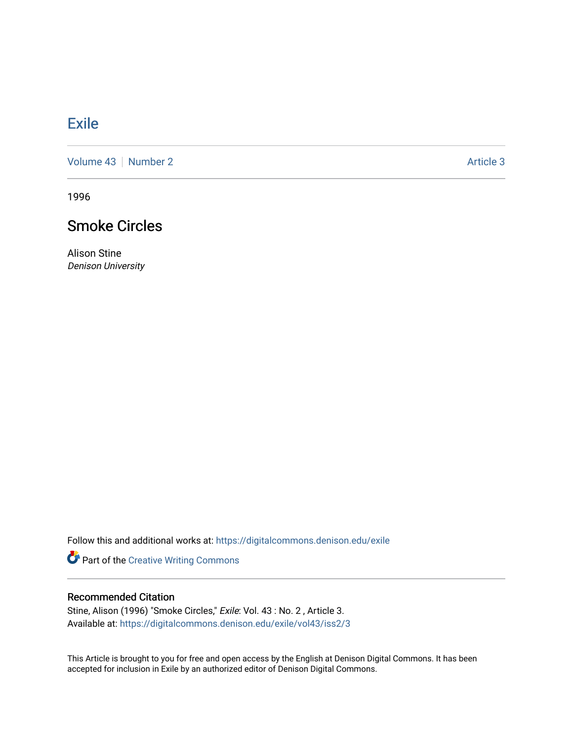# Exile

Volume 43 | Number 2 | Article 3

1996

## Smoke Circles

Alison Stine
*Denison University*

Follow this and additional works at: https://digitalcommons.denison.edu/exile

Part of the Creative Writing Commons

### Recommended Citation

Stine, Alison (1996) "Smoke Circles," *Exile*: Vol. 43 : No. 2 , Article 3.
Available at: https://digitalcommons.denison.edu/exile/vol43/iss2/3

This Article is brought to you for free and open access by the English at Denison Digital Commons. It has been accepted for inclusion in Exile by an authorized editor of Denison Digital Commons.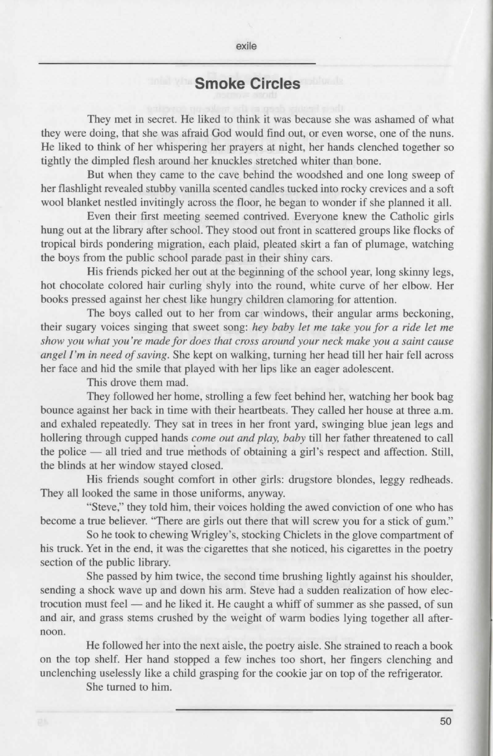## Smoke Circles

They met in secret. He liked to think it was because she was ashamed of what they were doing, that she was afraid God would find out, or even worse, one of the nuns. He liked to think of her whispering her prayers at night, her hands clenched together so tightly the dimpled flesh around her knuckles stretched whiter than bone.

But when they came to the cave behind the woodshed and one long sweep of her flashlight revealed stubby vanilla scented candles tucked into rocky crevices and a soft wool blanket nestled invitingly across the floor, he began to wonder if she planned it all.

Even their first meeting seemed contrived. Everyone knew the Catholic girls hung out at the library after school. They stood out front in scattered groups like flocks of tropical birds pondering migration, each plaid, pleated skirt a fan of plumage, watching the boys from the public school parade past in their shiny cars.

His friends picked her out at the beginning of the school year, long skinny legs, hot chocolate colored hair curling shyly into the round, white curve of her elbow. Her books pressed against her chest like hungry children clamoring for attention.

The boys called out to her from car windows, their angular arms beckoning, their sugary voices singing that sweet song: *hey baby let me take you for a ride let me show you what you're made for does that cross around your neck make you a saint cause angel I'm in need of saving*. She kept on walking, turning her head till her hair fell across her face and hid the smile that played with her lips like an eager adolescent.

This drove them mad.

They followed her home, strolling a few feet behind her, watching her book bag bounce against her back in time with their heartbeats. They called her house at three a.m. and exhaled repeatedly. They sat in trees in her front yard, swinging blue jean legs and hollering through cupped hands *come out and play, baby* till her father threatened to call the police — all tried and true methods of obtaining a girl's respect and affection. Still, the blinds at her window stayed closed.

His friends sought comfort in other girls: drugstore blondes, leggy redheads. They all looked the same in those uniforms, anyway.

"Steve," they told him, their voices holding the awed conviction of one who has become a true believer. "There are girls out there that will screw you for a stick of gum."

So he took to chewing Wrigley's, stocking Chiclets in the glove compartment of his truck. Yet in the end, it was the cigarettes that she noticed, his cigarettes in the poetry section of the public library.

She passed by him twice, the second time brushing lightly against his shoulder, sending a shock wave up and down his arm. Steve had a sudden realization of how electrocution must feel — and he liked it. He caught a whiff of summer as she passed, of sun and air, and grass stems crushed by the weight of warm bodies lying together all afternoon.

He followed her into the next aisle, the poetry aisle. She strained to reach a book on the top shelf. Her hand stopped a few inches too short, her fingers clenching and unclenching uselessly like a child grasping for the cookie jar on top of the refrigerator.

She turned to him.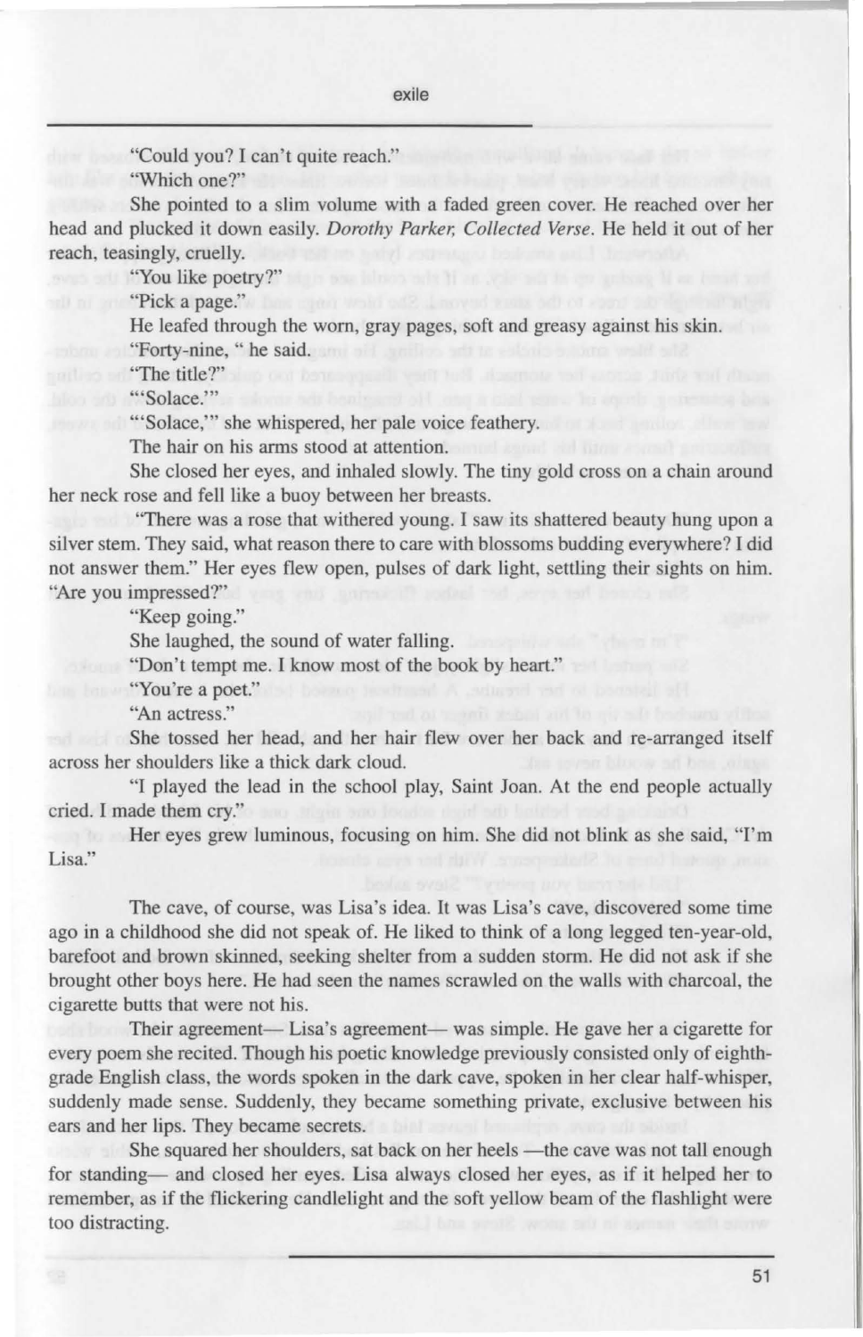"Could you? I can't quite reach."

"Which one?"

She pointed to a slim volume with a faded green cover. He reached over her head and plucked it down easily. *Dorothy Parker, Collected Verse.* He held it out of her reach, teasingly, cruelly.

"You like poetry?"

"Pick a page."

He leafed through the worn, gray pages, soft and greasy against his skin.

"Forty-nine, " he said.

"The title?"

"'Solace.'"

"'Solace,'" she whispered, her pale voice feathery.

The hair on his arms stood at attention.

She closed her eyes, and inhaled slowly. The tiny gold cross on a chain around her neck rose and fell like a buoy between her breasts.

"There was a rose that withered young. I saw its shattered beauty hung upon a silver stem. They said, what reason there to care with blossoms budding everywhere? I did not answer them." Her eyes flew open, pulses of dark light, settling their sights on him. "Are you impressed?"

"Keep going."

She laughed, the sound of water falling.

"Don't tempt me. I know most of the book by heart."

"You're a poet."

"An actress."

She tossed her head, and her hair flew over her back and re-arranged itself across her shoulders like a thick dark cloud.

"I played the lead in the school play, Saint Joan. At the end people actually cried. I made them cry."

Her eyes grew luminous, focusing on him. She did not blink as she said, "I'm Lisa."

The cave, of course, was Lisa's idea. It was Lisa's cave, discovered some time ago in a childhood she did not speak of. He liked to think of a long legged ten-year-old, barefoot and brown skinned, seeking shelter from a sudden storm. He did not ask if she brought other boys here. He had seen the names scrawled on the walls with charcoal, the cigarette butts that were not his.

Their agreement— Lisa's agreement— was simple. He gave her a cigarette for every poem she recited. Though his poetic knowledge previously consisted only of eighth-grade English class, the words spoken in the dark cave, spoken in her clear half-whisper, suddenly made sense. Suddenly, they became something private, exclusive between his ears and her lips. They became secrets.

She squared her shoulders, sat back on her heels —the cave was not tall enough for standing— and closed her eyes. Lisa always closed her eyes, as if it helped her to remember, as if the flickering candlelight and the soft yellow beam of the flashlight were too distracting.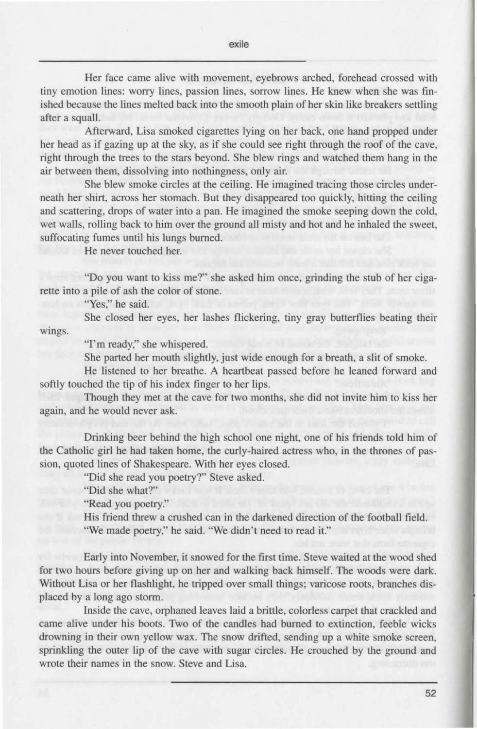Her face came alive with movement, eyebrows arched, forehead crossed with tiny emotion lines: worry lines, passion lines, sorrow lines. He knew when she was finished because the lines melted back into the smooth plain of her skin like breakers settling after a squall.

Afterward, Lisa smoked cigarettes lying on her back, one hand propped under her head as if gazing up at the sky, as if she could see right through the roof of the cave, right through the trees to the stars beyond. She blew rings and watched them hang in the air between them, dissolving into nothingness, only air.

She blew smoke circles at the ceiling. He imagined tracing those circles underneath her shirt, across her stomach. But they disappeared too quickly, hitting the ceiling and scattering, drops of water into a pan. He imagined the smoke seeping down the cold, wet walls, rolling back to him over the ground all misty and hot and he inhaled the sweet, suffocating fumes until his lungs burned.

He never touched her.

"Do you want to kiss me?" she asked him once, grinding the stub of her cigarette into a pile of ash the color of stone.

"Yes," he said.

She closed her eyes, her lashes flickering, tiny gray butterflies beating their wings.

"I'm ready," she whispered.

She parted her mouth slightly, just wide enough for a breath, a slit of smoke.

He listened to her breathe. A heartbeat passed before he leaned forward and softly touched the tip of his index finger to her lips.

Though they met at the cave for two months, she did not invite him to kiss her again, and he would never ask.

Drinking beer behind the high school one night, one of his friends told him of the Catholic girl he had taken home, the curly-haired actress who, in the thrones of passion, quoted lines of Shakespeare. With her eyes closed.

"Did she read you poetry?" Steve asked.

"Did she what?"

"Read you poetry."

His friend threw a crushed can in the darkened direction of the football field. "We made poetry," he said. "We didn't need to read it."

Early into November, it snowed for the first time. Steve waited at the wood shed for two hours before giving up on her and walking back himself. The woods were dark. Without Lisa or her flashlight, he tripped over small things; varicose roots, branches displaced by a long ago storm.

Inside the cave, orphaned leaves laid a brittle, colorless carpet that crackled and came alive under his boots. Two of the candles had burned to extinction, feeble wicks drowning in their own yellow wax. The snow drifted, sending up a white smoke screen, sprinkling the outer lip of the cave with sugar circles. He crouched by the ground and wrote their names in the snow. Steve and Lisa.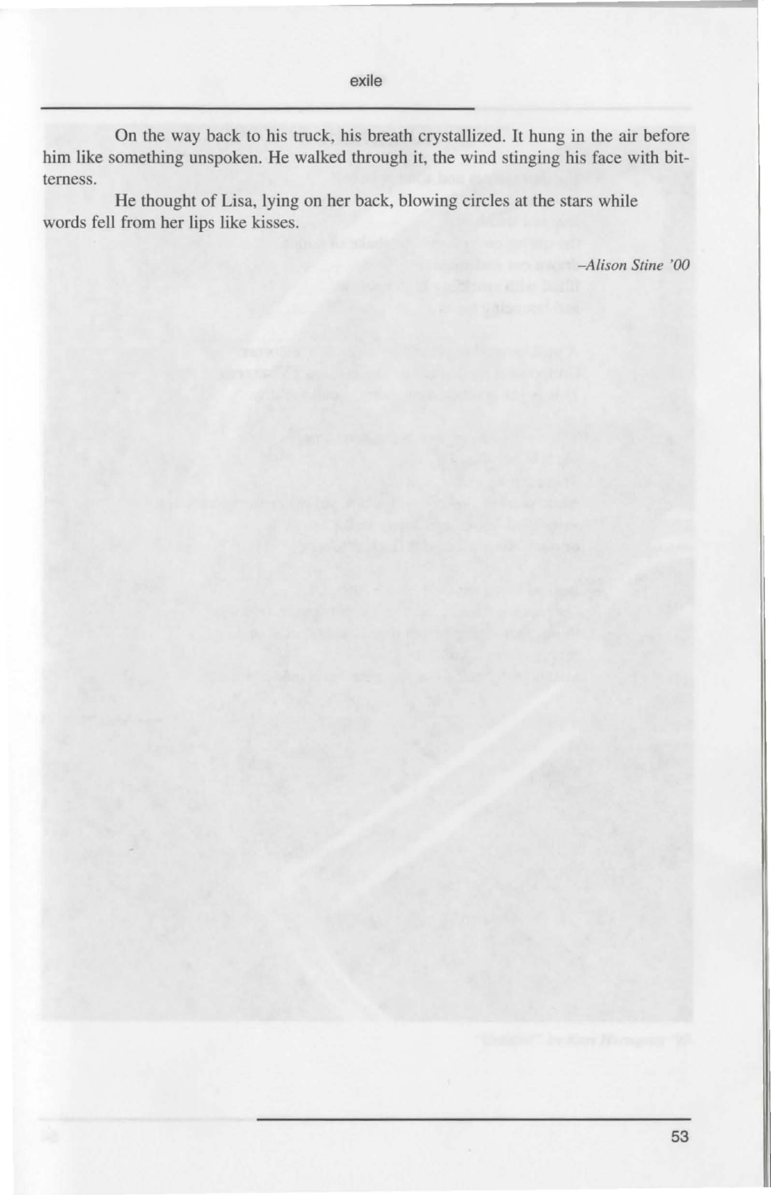On the way back to his truck, his breath crystallized. It hung in the air before him like something unspoken. He walked through it, the wind stinging his face with bitterness.

He thought of Lisa, lying on her back, blowing circles at the stars while words fell from her lips like kisses.

*–Alison Stine '00*